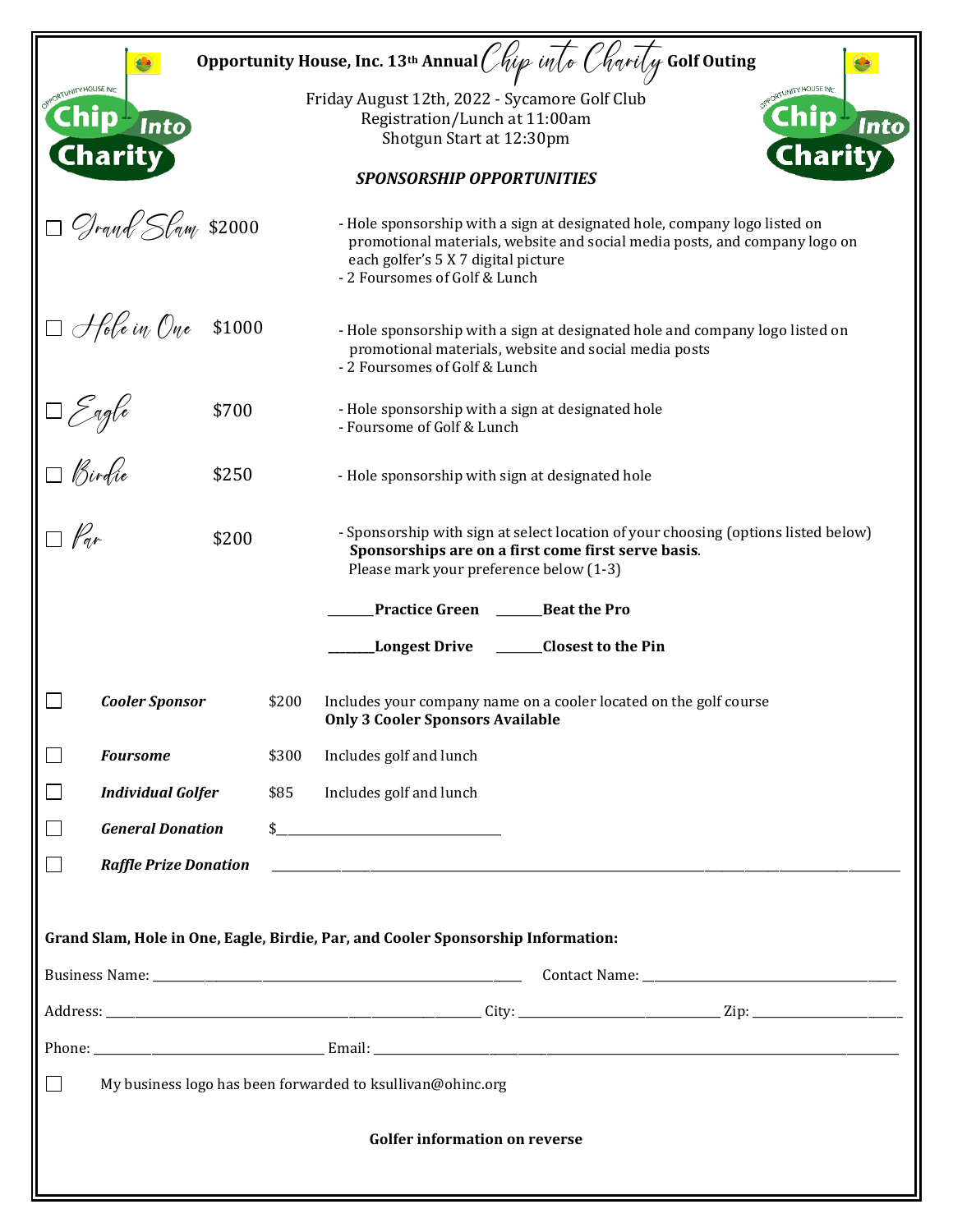# Opportunity House, Inc. 13th Annual *Chip into Charity* Golf Outing

Friday August 12th, 2022 - Sycamore Golf Club
Registration/Lunch at 11:00am
Shotgun Start at 12:30pm

***SPONSORSHIP OPPORTUNITIES***

☐ *Grand Slam* $2000

- Hole sponsorship with a sign at designated hole, company logo listed on promotional materials, website and social media posts, and company logo on each golfer's 5 X 7 digital picture
- 2 Foursomes of Golf & Lunch

☐ *Hole in One* $1000

- Hole sponsorship with a sign at designated hole and company logo listed on promotional materials, website and social media posts
- 2 Foursomes of Golf & Lunch

☐ *Eagle* $700

- Hole sponsorship with a sign at designated hole
- Foursome of Golf & Lunch

☐ *Birdie* $250

- Hole sponsorship with sign at designated hole

☐ *Par* $200

- Sponsorship with sign at select location of your choosing (options listed below) **Sponsorships are on a first come first serve basis**. Please mark your preference below (1-3)

_______**Practice Green** _______**Beat the Pro**

_______**Longest Drive** _______**Closest to the Pin**

☐ ***Cooler Sponsor*** $200 Includes your company name on a cooler located on the golf course **Only 3 Cooler Sponsors Available**

☐ ***Foursome*** $300 Includes golf and lunch

☐ ***Individual Golfer*** $85 Includes golf and lunch

☐ ***General Donation*** $__________________________

☐ ***Raffle Prize Donation*** ______________________________________________

**Grand Slam, Hole in One, Eagle, Birdie, Par, and Cooler Sponsorship Information:**

Business Name: ______________________________ Contact Name: ______________________

Address: ______________________________ City: __________________ Zip: ______________

Phone: ______________________ Email: ______________________________________________

☐ My business logo has been forwarded to ksullivan@ohinc.org

**Golfer information on reverse**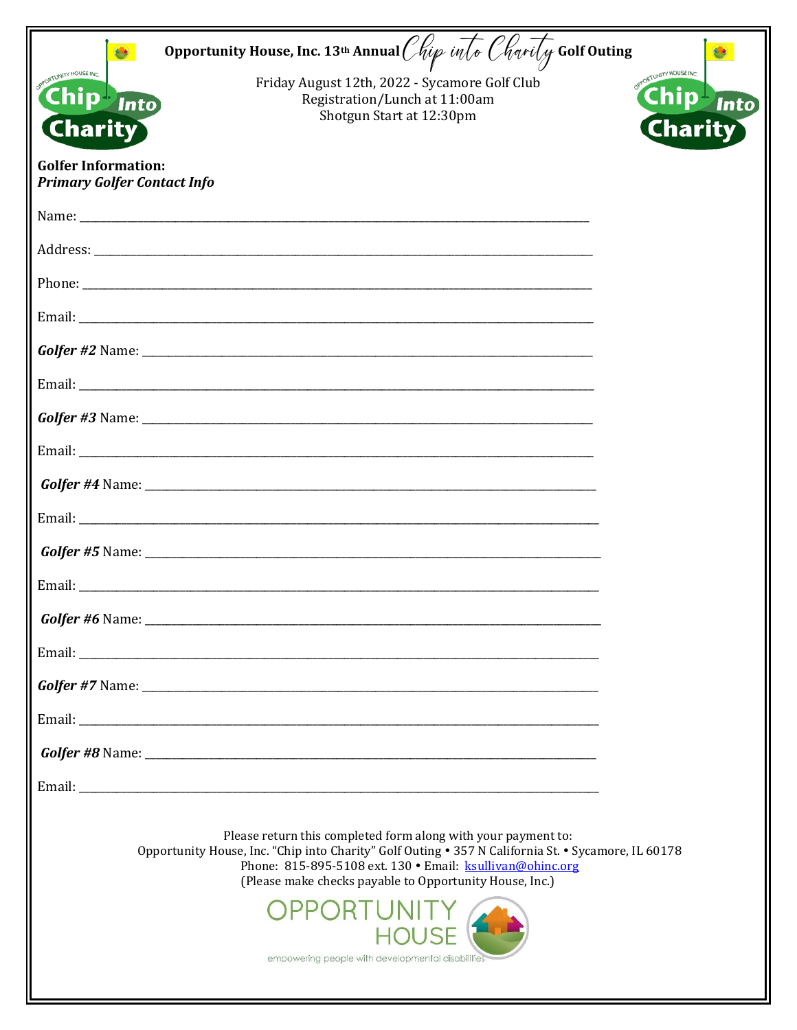**Opportunity House, Inc. 13th Annual** *Chip into Charity* **Golf Outing**

Friday August 12th, 2022 - Sycamore Golf Club
Registration/Lunch at 11:00am
Shotgun Start at 12:30pm

**Golfer Information:**
***Primary Golfer Contact Info***

Name: ___________________________________________________________________________

Address: _________________________________________________________________________

Phone: ___________________________________________________________________________

Email: ___________________________________________________________________________

***Golfer #2*** Name: ______________________________________________________________

Email: ___________________________________________________________________________

***Golfer #3*** Name: ______________________________________________________________

Email: ___________________________________________________________________________

***Golfer #4*** Name: ______________________________________________________________

Email: ___________________________________________________________________________

***Golfer #5*** Name: ______________________________________________________________

Email: ___________________________________________________________________________

***Golfer #6*** Name: ______________________________________________________________

Email: ___________________________________________________________________________

***Golfer #7*** Name: ______________________________________________________________

Email: ___________________________________________________________________________

***Golfer #8*** Name: ______________________________________________________________

Email: ___________________________________________________________________________

Please return this completed form along with your payment to:
Opportunity House, Inc. "Chip into Charity" Golf Outing • 357 N California St. • Sycamore, IL 60178
Phone: 815-895-5108 ext. 130 • Email: ksullivan@ohinc.org
(Please make checks payable to Opportunity House, Inc.)

OPPORTUNITY HOUSE
empowering people with developmental disabilities